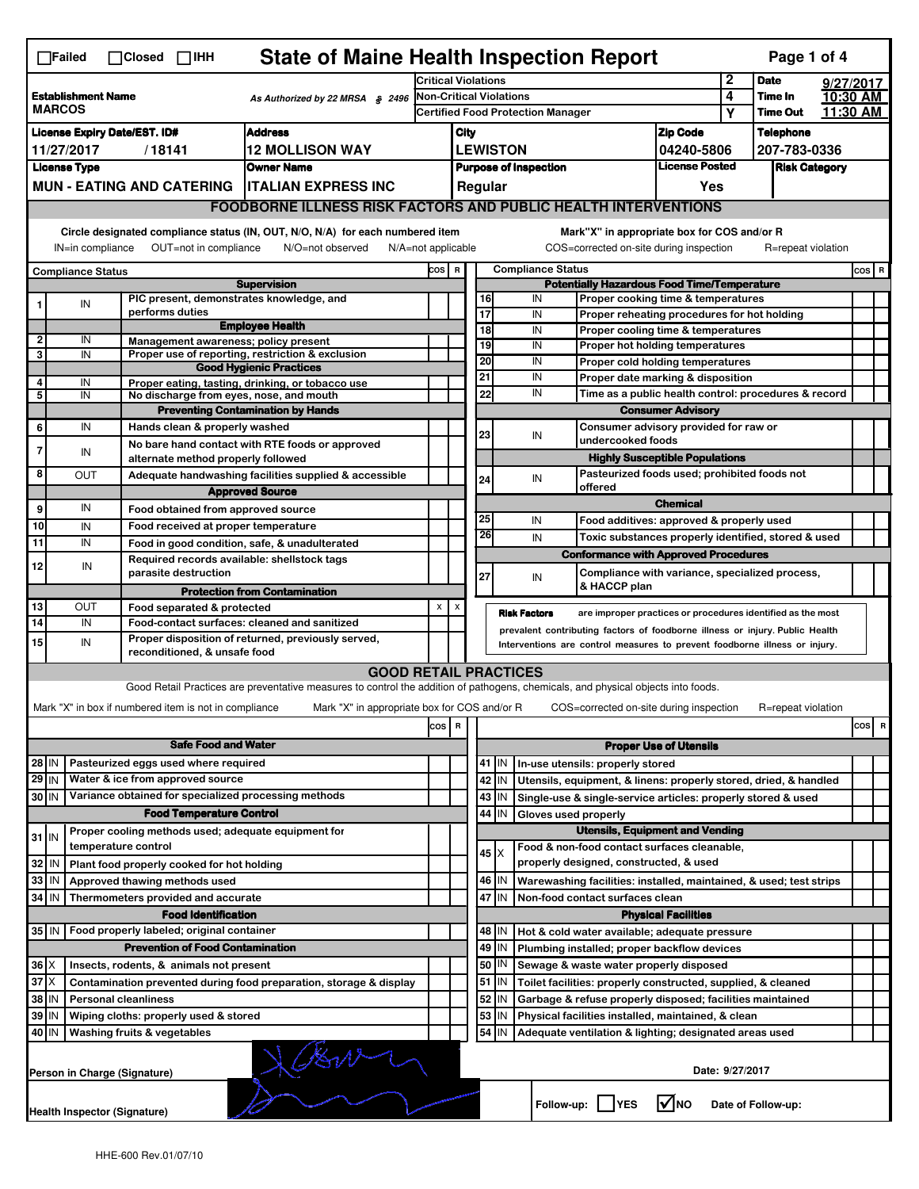☐Failed ☐Closed ☐IHH

# State of Maine Health Inspection Report

| | | | | |
|---|---|---|---|---|
| **Establishment Name** MARCOS | As Authorized by 22 MRSA § 2496 | Critical Violations | 2 | **Date** 9/27/2017 |
| | | Non-Critical Violations | 4 | **Time In** 10:30 AM |
| | | Certified Food Protection Manager | Y | **Time Out** 11:30 AM |

| License Expiry Date/EST. ID# | Address | City | Zip Code | Telephone |
|---|---|---|---|---|
| 11/27/2017 / 18141 | 12 MOLLISON WAY | LEWISTON | 04240-5806 | 207-783-0336 |

| License Type | Owner Name | Purpose of Inspection | License Posted | Risk Category |
|---|---|---|---|---|
| MUN - EATING AND CATERING | ITALIAN EXPRESS INC | Regular | Yes | |

## FOODBORNE ILLNESS RISK FACTORS AND PUBLIC HEALTH INTERVENTIONS

Circle designated compliance status (IN, OUT, N/O, N/A) for each numbered item
IN=in compliance OUT=not in compliance N/O=not observed N/A=not applicable

Mark"X" in appropriate box for COS and/or R
COS=corrected on-site during inspection R=repeat violation

| # | Compliance Status | | COS | R |
|---|---|---|---|---|
| | | **Supervision** | | |
| 1 | IN | PIC present, demonstrates knowledge, and performs duties | | |
| | | **Employee Health** | | |
| 2 | IN | Management awareness; policy present | | |
| 3 | IN | Proper use of reporting, restriction & exclusion | | |
| | | **Good Hygienic Practices** | | |
| 4 | IN | Proper eating, tasting, drinking, or tobacco use | | |
| 5 | IN | No discharge from eyes, nose, and mouth | | |
| | | **Preventing Contamination by Hands** | | |
| 6 | IN | Hands clean & properly washed | | |
| 7 | IN | No bare hand contact with RTE foods or approved alternate method properly followed | | |
| 8 | OUT | Adequate handwashing facilities supplied & accessible | | |
| | | **Approved Source** | | |
| 9 | IN | Food obtained from approved source | | |
| 10 | IN | Food received at proper temperature | | |
| 11 | IN | Food in good condition, safe, & unadulterated | | |
| 12 | IN | Required records available: shellstock tags parasite destruction | | |
| | | **Protection from Contamination** | | |
| 13 | OUT | Food separated & protected | X | X |
| 14 | IN | Food-contact surfaces: cleaned and sanitized | | |
| 15 | IN | Proper disposition of returned, previously served, reconditioned, & unsafe food | | |

| # | Compliance Status | | COS | R |
|---|---|---|---|---|
| | | **Potentially Hazardous Food Time/Temperature** | | |
| 16 | IN | Proper cooking time & temperatures | | |
| 17 | IN | Proper reheating procedures for hot holding | | |
| 18 | IN | Proper cooling time & temperatures | | |
| 19 | IN | Proper hot holding temperatures | | |
| 20 | IN | Proper cold holding temperatures | | |
| 21 | IN | Proper date marking & disposition | | |
| 22 | IN | Time as a public health control: procedures & record | | |
| | | **Consumer Advisory** | | |
| 23 | IN | Consumer advisory provided for raw or undercooked foods | | |
| | | **Highly Susceptible Populations** | | |
| 24 | IN | Pasteurized foods used; prohibited foods not offered | | |
| | | **Chemical** | | |
| 25 | IN | Food additives: approved & properly used | | |
| 26 | IN | Toxic substances properly identified, stored & used | | |
| | | **Conformance with Approved Procedures** | | |
| 27 | IN | Compliance with variance, specialized process, & HACCP plan | | |

**Risk Factors** are improper practices or procedures identified as the most prevalent contributing factors of foodborne illness or injury. Public Health Interventions are control measures to prevent foodborne illness or injury.

## GOOD RETAIL PRACTICES

Good Retail Practices are preventative measures to control the addition of pathogens, chemicals, and physical objects into foods.

Mark "X" in box if numbered item is not in compliance Mark "X" in appropriate box for COS and/or R COS=corrected on-site during inspection R=repeat violation

| # | | | COS | R |
|---|---|---|---|---|
| | | **Safe Food and Water** | | |
| 28 | IN | Pasteurized eggs used where required | | |
| 29 | IN | Water & ice from approved source | | |
| 30 | IN | Variance obtained for specialized processing methods | | |
| | | **Food Temperature Control** | | |
| 31 | IN | Proper cooling methods used; adequate equipment for temperature control | | |
| 32 | IN | Plant food properly cooked for hot holding | | |
| 33 | IN | Approved thawing methods used | | |
| 34 | IN | Thermometers provided and accurate | | |
| | | **Food Identification** | | |
| 35 | IN | Food properly labeled; original container | | |
| | | **Prevention of Food Contamination** | | |
| 36 | X | Insects, rodents, & animals not present | | |
| 37 | X | Contamination prevented during food preparation, storage & display | | |
| 38 | IN | Personal cleanliness | | |
| 39 | IN | Wiping cloths: properly used & stored | | |
| 40 | IN | Washing fruits & vegetables | | |

| # | | | COS | R |
|---|---|---|---|---|
| | | **Proper Use of Utensils** | | |
| 41 | IN | In-use utensils: properly stored | | |
| 42 | IN | Utensils, equipment, & linens: properly stored, dried, & handled | | |
| 43 | IN | Single-use & single-service articles: properly stored & used | | |
| 44 | IN | Gloves used properly | | |
| | | **Utensils, Equipment and Vending** | | |
| 45 | X | Food & non-food contact surfaces cleanable, properly designed, constructed, & used | | |
| 46 | IN | Warewashing facilities: installed, maintained, & used; test strips | | |
| 47 | IN | Non-food contact surfaces clean | | |
| | | **Physical Facilities** | | |
| 48 | IN | Hot & cold water available; adequate pressure | | |
| 49 | IN | Plumbing installed; proper backflow devices | | |
| 50 | IN | Sewage & waste water properly disposed | | |
| 51 | IN | Toilet facilities: properly constructed, supplied, & cleaned | | |
| 52 | IN | Garbage & refuse properly disposed; facilities maintained | | |
| 53 | IN | Physical facilities installed, maintained, & clean | | |
| 54 | IN | Adequate ventilation & lighting; designated areas used | | |

Person in Charge (Signature) Date: 9/27/2017

Health Inspector (Signature) Follow-up: ☐ YES ☑ NO Date of Follow-up:

HHE-600 Rev.01/07/10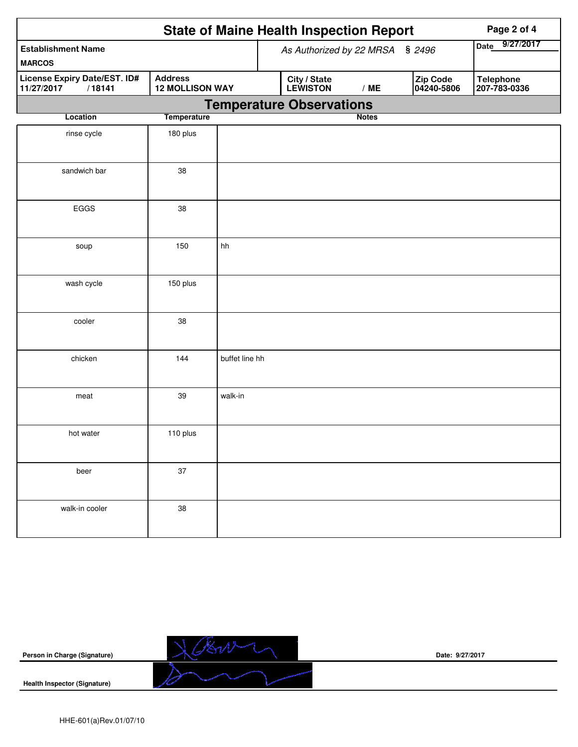# State of Maine Health Inspection Report

| Establishment Name | As Authorized by 22 MRSA § 2496 | | | Date 9/27/2017 |
|---|---|---|---|---|
| MARCOS | | | | |
| **License Expiry Date/EST. ID#** 11/27/2017 / 18141 | **Address** 12 MOLLISON WAY | **City / State** LEWISTON / ME | **Zip Code** 04240-5806 | **Telephone** 207-783-0336 |

## Temperature Observations

| Location | Temperature | Notes |
|---|---|---|
| rinse cycle | 180 plus | |
| sandwich bar | 38 | |
| EGGS | 38 | |
| soup | 150 | hh |
| wash cycle | 150 plus | |
| cooler | 38 | |
| chicken | 144 | buffet line hh |
| meat | 39 | walk-in |
| hot water | 110 plus | |
| beer | 37 | |
| walk-in cooler | 38 | |

**Person in Charge (Signature)** Date: 9/27/2017

**Health Inspector (Signature)**

HHE-601(a)Rev.01/07/10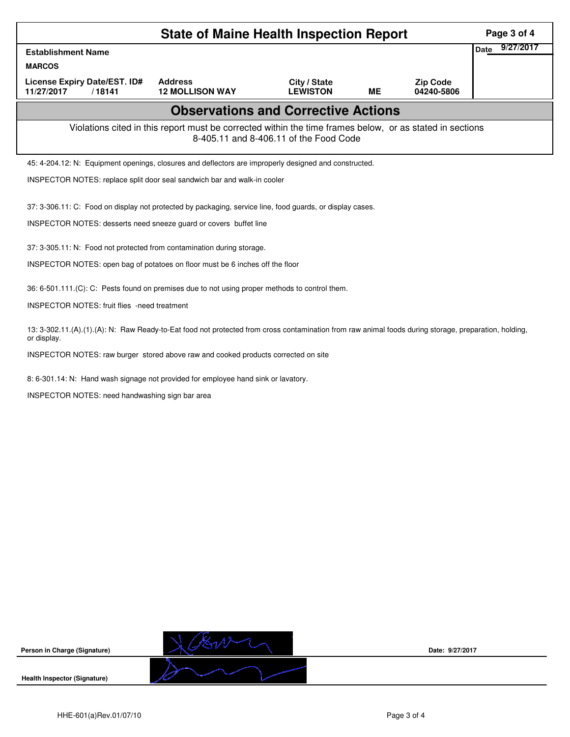# State of Maine Health Inspection Report

| Establishment Name | | | | | Date 9/27/2017 |
|---|---|---|---|---|---|
| MARCOS | | | | | |
| License Expiry Date/EST. ID# | Address | City / State | | Zip Code | |
| 11/27/2017 / 18141 | 12 MOLLISON WAY | LEWISTON | ME | 04240-5806 | |

## Observations and Corrective Actions

Violations cited in this report must be corrected within the time frames below, or as stated in sections 8-405.11 and 8-406.11 of the Food Code

45: 4-204.12: N: Equipment openings, closures and deflectors are improperly designed and constructed.

INSPECTOR NOTES: replace split door seal sandwich bar and walk-in cooler

37: 3-306.11: C: Food on display not protected by packaging, service line, food guards, or display cases.

INSPECTOR NOTES: desserts need sneeze guard or covers buffet line

37: 3-305.11: N: Food not protected from contamination during storage.

INSPECTOR NOTES: open bag of potatoes on floor must be 6 inches off the floor

36: 6-501.111.(C): C: Pests found on premises due to not using proper methods to control them.

INSPECTOR NOTES: fruit flies -need treatment

13: 3-302.11.(A).(1).(A): N: Raw Ready-to-Eat food not protected from cross contamination from raw animal foods during storage, preparation, holding, or display.

INSPECTOR NOTES: raw burger stored above raw and cooked products corrected on site

8: 6-301.14: N: Hand wash signage not provided for employee hand sink or lavatory.

INSPECTOR NOTES: need handwashing sign bar area

**Person in Charge (Signature)** Date: 9/27/2017

**Health Inspector (Signature)**

HHE-601(a)Rev.01/07/10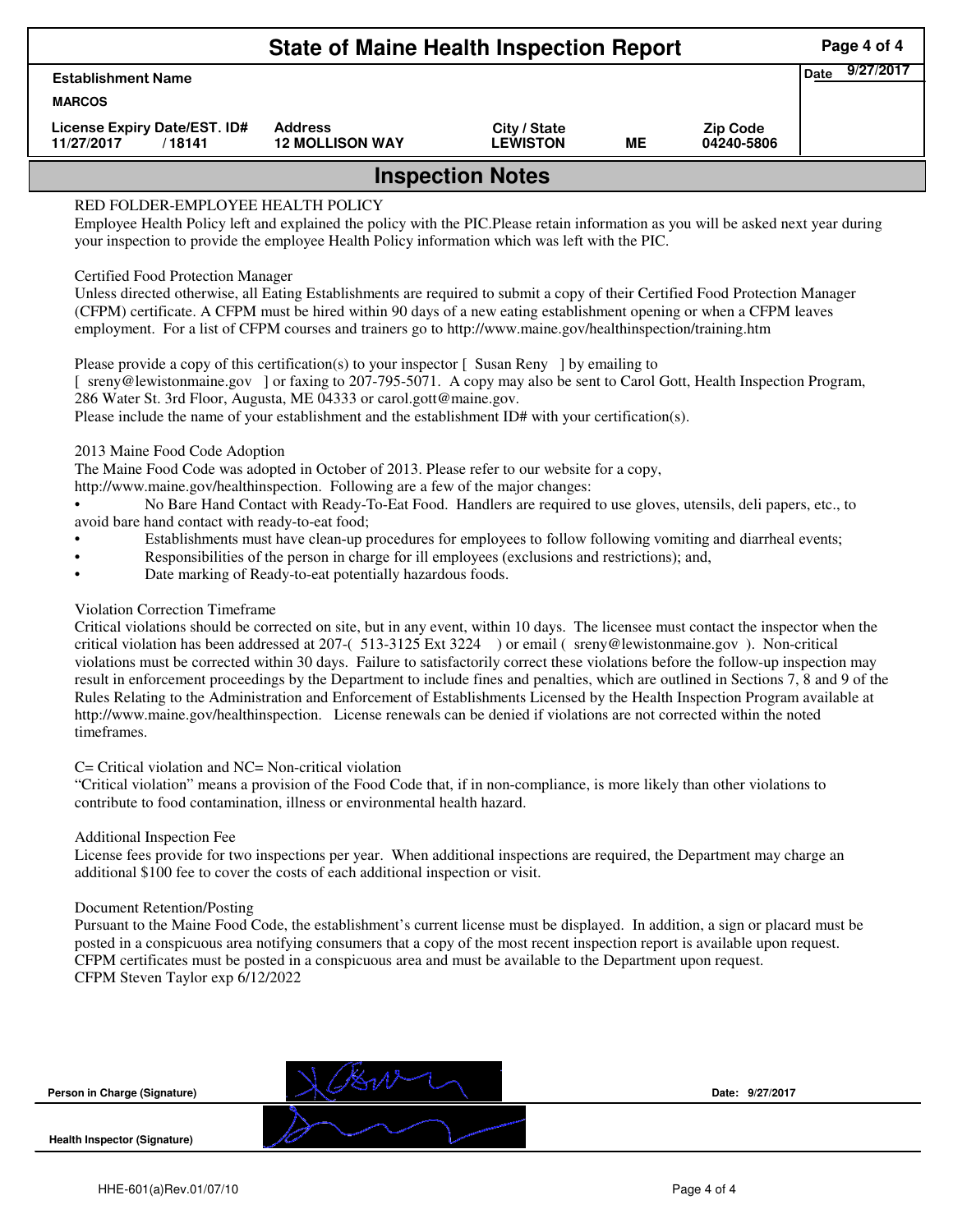# State of Maine Health Inspection Report

| Establishment Name | | | | | Date 9/27/2017 |
|---|---|---|---|---|---|
| MARCOS | | | | | |
| License Expiry Date/EST. ID# | Address | City / State | | Zip Code | |
| 11/27/2017 / 18141 | 12 MOLLISON WAY | LEWISTON | ME | 04240-5806 | |

## Inspection Notes

RED FOLDER-EMPLOYEE HEALTH POLICY
Employee Health Policy left and explained the policy with the PIC.Please retain information as you will be asked next year during your inspection to provide the employee Health Policy information which was left with the PIC.

Certified Food Protection Manager
Unless directed otherwise, all Eating Establishments are required to submit a copy of their Certified Food Protection Manager (CFPM) certificate. A CFPM must be hired within 90 days of a new eating establishment opening or when a CFPM leaves employment. For a list of CFPM courses and trainers go to http://www.maine.gov/healthinspection/training.htm

Please provide a copy of this certification(s) to your inspector [ Susan Reny ] by emailing to
[ sreny@lewistonmaine.gov ] or faxing to 207-795-5071. A copy may also be sent to Carol Gott, Health Inspection Program, 286 Water St. 3rd Floor, Augusta, ME 04333 or carol.gott@maine.gov.
Please include the name of your establishment and the establishment ID# with your certification(s).

2013 Maine Food Code Adoption
The Maine Food Code was adopted in October of 2013. Please refer to our website for a copy,
http://www.maine.gov/healthinspection. Following are a few of the major changes:

- No Bare Hand Contact with Ready-To-Eat Food. Handlers are required to use gloves, utensils, deli papers, etc., to avoid bare hand contact with ready-to-eat food;
- Establishments must have clean-up procedures for employees to follow following vomiting and diarrheal events;
- Responsibilities of the person in charge for ill employees (exclusions and restrictions); and,
- Date marking of Ready-to-eat potentially hazardous foods.

Violation Correction Timeframe
Critical violations should be corrected on site, but in any event, within 10 days. The licensee must contact the inspector when the critical violation has been addressed at 207-( 513-3125 Ext 3224 ) or email ( sreny@lewistonmaine.gov ). Non-critical violations must be corrected within 30 days. Failure to satisfactorily correct these violations before the follow-up inspection may result in enforcement proceedings by the Department to include fines and penalties, which are outlined in Sections 7, 8 and 9 of the Rules Relating to the Administration and Enforcement of Establishments Licensed by the Health Inspection Program available at http://www.maine.gov/healthinspection. License renewals can be denied if violations are not corrected within the noted timeframes.

C= Critical violation and NC= Non-critical violation
"Critical violation" means a provision of the Food Code that, if in non-compliance, is more likely than other violations to contribute to food contamination, illness or environmental health hazard.

Additional Inspection Fee
License fees provide for two inspections per year. When additional inspections are required, the Department may charge an additional $100 fee to cover the costs of each additional inspection or visit.

Document Retention/Posting
Pursuant to the Maine Food Code, the establishment's current license must be displayed. In addition, a sign or placard must be posted in a conspicuous area notifying consumers that a copy of the most recent inspection report is available upon request. CFPM certificates must be posted in a conspicuous area and must be available to the Department upon request.
CFPM Steven Taylor exp 6/12/2022

Person in Charge (Signature) Date: 9/27/2017

Health Inspector (Signature)

HHE-601(a)Rev.01/07/10